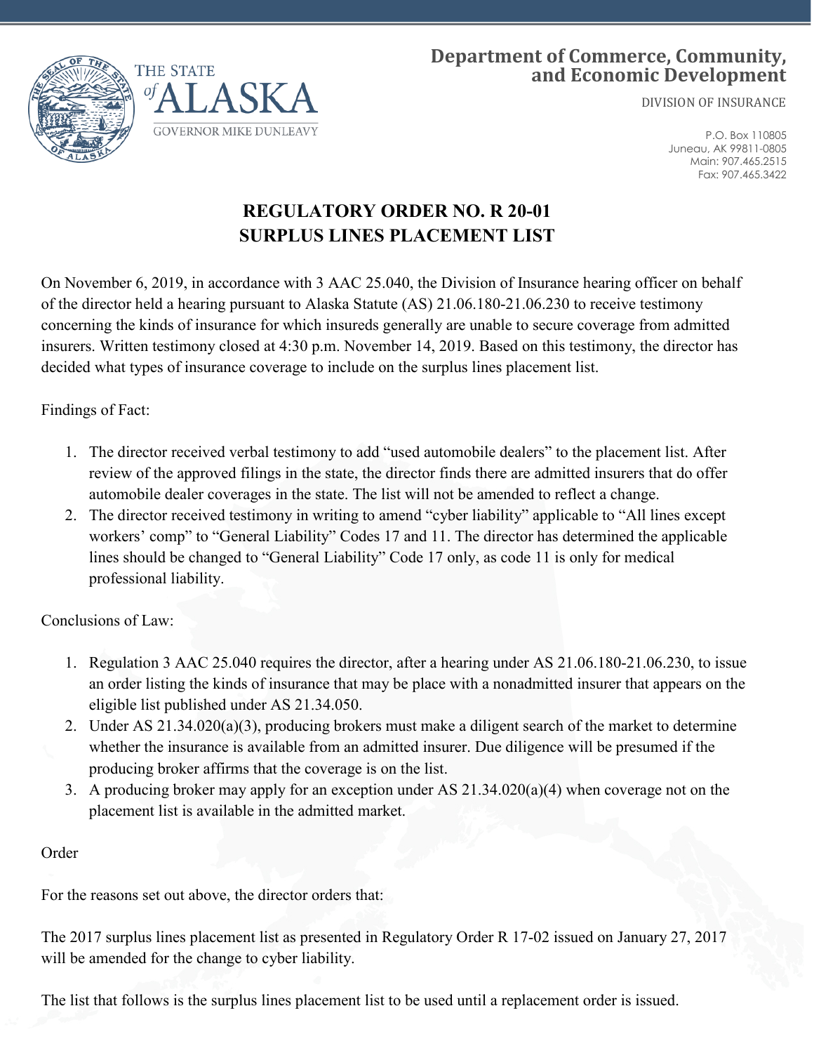THE STATE of ALASKA

GOVERNOR MIKE DUNLEAVY

**Department of Commerce, Community, and Economic Development**

DIVISION OF INSURANCE

P.O. Box 110805
Juneau, AK 99811-0805
Main: 907.465.2515
Fax: 907.465.3422

# REGULATORY ORDER NO. R 20-01
# SURPLUS LINES PLACEMENT LIST

On November 6, 2019, in accordance with 3 AAC 25.040, the Division of Insurance hearing officer on behalf of the director held a hearing pursuant to Alaska Statute (AS) 21.06.180-21.06.230 to receive testimony concerning the kinds of insurance for which insureds generally are unable to secure coverage from admitted insurers. Written testimony closed at 4:30 p.m. November 14, 2019. Based on this testimony, the director has decided what types of insurance coverage to include on the surplus lines placement list.

Findings of Fact:

1. The director received verbal testimony to add "used automobile dealers" to the placement list. After review of the approved filings in the state, the director finds there are admitted insurers that do offer automobile dealer coverages in the state. The list will not be amended to reflect a change.
2. The director received testimony in writing to amend "cyber liability" applicable to "All lines except workers' comp" to "General Liability" Codes 17 and 11. The director has determined the applicable lines should be changed to "General Liability" Code 17 only, as code 11 is only for medical professional liability.

Conclusions of Law:

1. Regulation 3 AAC 25.040 requires the director, after a hearing under AS 21.06.180-21.06.230, to issue an order listing the kinds of insurance that may be place with a nonadmitted insurer that appears on the eligible list published under AS 21.34.050.
2. Under AS 21.34.020(a)(3), producing brokers must make a diligent search of the market to determine whether the insurance is available from an admitted insurer. Due diligence will be presumed if the producing broker affirms that the coverage is on the list.
3. A producing broker may apply for an exception under AS 21.34.020(a)(4) when coverage not on the placement list is available in the admitted market.

Order

For the reasons set out above, the director orders that:

The 2017 surplus lines placement list as presented in Regulatory Order R 17-02 issued on January 27, 2017 will be amended for the change to cyber liability.

The list that follows is the surplus lines placement list to be used until a replacement order is issued.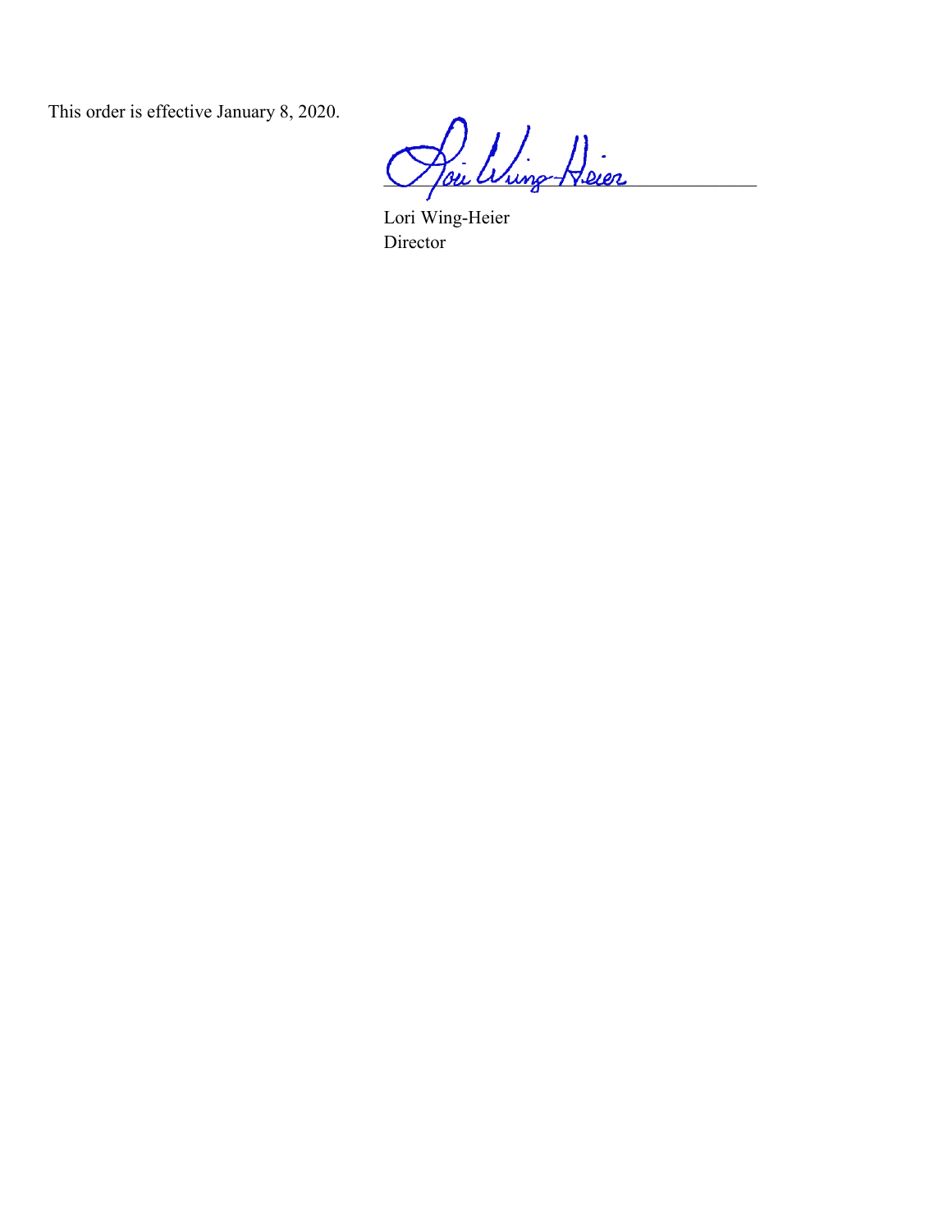This order is effective January 8, 2020.

Lori Wing-Heier
Director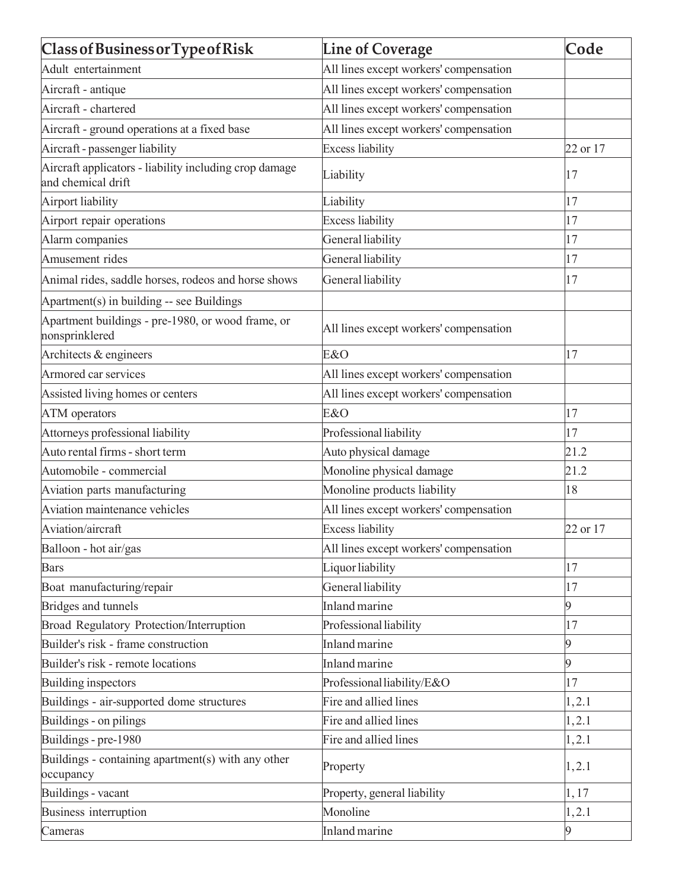| Class of Business or Type of Risk | Line of Coverage | Code |
|---|---|---|
| Adult entertainment | All lines except workers' compensation | |
| Aircraft - antique | All lines except workers' compensation | |
| Aircraft - chartered | All lines except workers' compensation | |
| Aircraft - ground operations at a fixed base | All lines except workers' compensation | |
| Aircraft - passenger liability | Excess liability | 22 or 17 |
| Aircraft applicators - liability including crop damage and chemical drift | Liability | 17 |
| Airport liability | Liability | 17 |
| Airport repair operations | Excess liability | 17 |
| Alarm companies | General liability | 17 |
| Amusement rides | General liability | 17 |
| Animal rides, saddle horses, rodeos and horse shows | General liability | 17 |
| Apartment(s) in building -- see Buildings | | |
| Apartment buildings - pre-1980, or wood frame, or nonsprinklered | All lines except workers' compensation | |
| Architects & engineers | E&O | 17 |
| Armored car services | All lines except workers' compensation | |
| Assisted living homes or centers | All lines except workers' compensation | |
| ATM operators | E&O | 17 |
| Attorneys professional liability | Professional liability | 17 |
| Auto rental firms - short term | Auto physical damage | 21.2 |
| Automobile - commercial | Monoline physical damage | 21.2 |
| Aviation parts manufacturing | Monoline products liability | 18 |
| Aviation maintenance vehicles | All lines except workers' compensation | |
| Aviation/aircraft | Excess liability | 22 or 17 |
| Balloon - hot air/gas | All lines except workers' compensation | |
| Bars | Liquor liability | 17 |
| Boat manufacturing/repair | General liability | 17 |
| Bridges and tunnels | Inland marine | 9 |
| Broad Regulatory Protection/Interruption | Professional liability | 17 |
| Builder's risk - frame construction | Inland marine | 9 |
| Builder's risk - remote locations | Inland marine | 9 |
| Building inspectors | Professional liability/E&O | 17 |
| Buildings - air-supported dome structures | Fire and allied lines | 1, 2.1 |
| Buildings - on pilings | Fire and allied lines | 1, 2.1 |
| Buildings - pre-1980 | Fire and allied lines | 1, 2.1 |
| Buildings - containing apartment(s) with any other occupancy | Property | 1, 2.1 |
| Buildings - vacant | Property, general liability | 1, 17 |
| Business interruption | Monoline | 1, 2.1 |
| Cameras | Inland marine | 9 |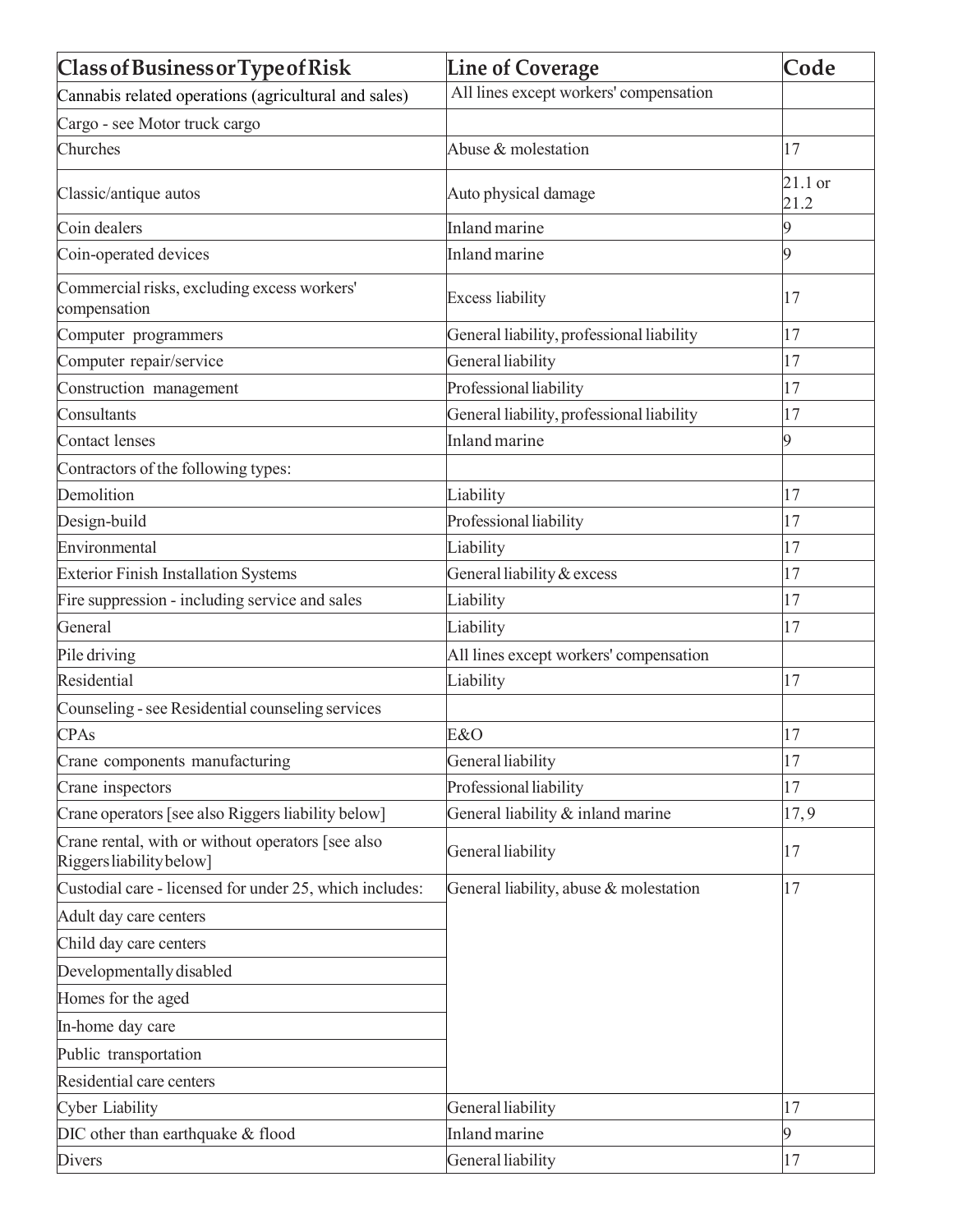| Class of Business or Type of Risk | Line of Coverage | Code |
|---|---|---|
| Cannabis related operations (agricultural and sales) | All lines except workers' compensation | |
| Cargo - see Motor truck cargo | | |
| Churches | Abuse & molestation | 17 |
| Classic/antique autos | Auto physical damage | 21.1 or 21.2 |
| Coin dealers | Inland marine | 9 |
| Coin-operated devices | Inland marine | 9 |
| Commercial risks, excluding excess workers' compensation | Excess liability | 17 |
| Computer programmers | General liability, professional liability | 17 |
| Computer repair/service | General liability | 17 |
| Construction management | Professional liability | 17 |
| Consultants | General liability, professional liability | 17 |
| Contact lenses | Inland marine | 9 |
| Contractors of the following types: | | |
| Demolition | Liability | 17 |
| Design-build | Professional liability | 17 |
| Environmental | Liability | 17 |
| Exterior Finish Installation Systems | General liability & excess | 17 |
| Fire suppression - including service and sales | Liability | 17 |
| General | Liability | 17 |
| Pile driving | All lines except workers' compensation | |
| Residential | Liability | 17 |
| Counseling - see Residential counseling services | | |
| CPAs | E&O | 17 |
| Crane components manufacturing | General liability | 17 |
| Crane inspectors | Professional liability | 17 |
| Crane operators [see also Riggers liability below] | General liability & inland marine | 17, 9 |
| Crane rental, with or without operators [see also Riggers liability below] | General liability | 17 |
| Custodial care - licensed for under 25, which includes: | General liability, abuse & molestation | 17 |
| Adult day care centers | | |
| Child day care centers | | |
| Developmentally disabled | | |
| Homes for the aged | | |
| In-home day care | | |
| Public transportation | | |
| Residential care centers | | |
| Cyber Liability | General liability | 17 |
| DIC other than earthquake & flood | Inland marine | 9 |
| Divers | General liability | 17 |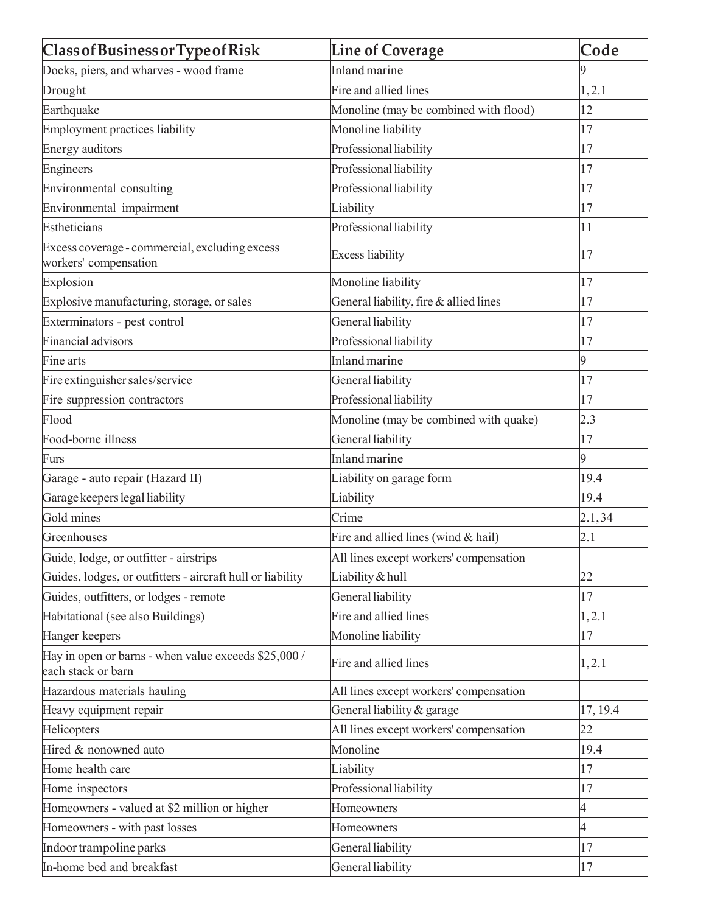| Class of Business or Type of Risk | Line of Coverage | Code |
| --- | --- | --- |
| Docks, piers, and wharves - wood frame | Inland marine | 9 |
| Drought | Fire and allied lines | 1, 2.1 |
| Earthquake | Monoline (may be combined with flood) | 12 |
| Employment practices liability | Monoline liability | 17 |
| Energy auditors | Professional liability | 17 |
| Engineers | Professional liability | 17 |
| Environmental consulting | Professional liability | 17 |
| Environmental impairment | Liability | 17 |
| Estheticians | Professional liability | 11 |
| Excess coverage - commercial, excluding excess workers' compensation | Excess liability | 17 |
| Explosion | Monoline liability | 17 |
| Explosive manufacturing, storage, or sales | General liability, fire & allied lines | 17 |
| Exterminators - pest control | General liability | 17 |
| Financial advisors | Professional liability | 17 |
| Fine arts | Inland marine | 9 |
| Fire extinguisher sales/service | General liability | 17 |
| Fire suppression contractors | Professional liability | 17 |
| Flood | Monoline (may be combined with quake) | 2.3 |
| Food-borne illness | General liability | 17 |
| Furs | Inland marine | 9 |
| Garage - auto repair (Hazard II) | Liability on garage form | 19.4 |
| Garage keepers legal liability | Liability | 19.4 |
| Gold mines | Crime | 2.1, 34 |
| Greenhouses | Fire and allied lines (wind & hail) | 2.1 |
| Guide, lodge, or outfitter - airstrips | All lines except workers' compensation | |
| Guides, lodges, or outfitters - aircraft hull or liability | Liability & hull | 22 |
| Guides, outfitters, or lodges - remote | General liability | 17 |
| Habitational (see also Buildings) | Fire and allied lines | 1, 2.1 |
| Hanger keepers | Monoline liability | 17 |
| Hay in open or barns - when value exceeds $25,000 / each stack or barn | Fire and allied lines | 1, 2.1 |
| Hazardous materials hauling | All lines except workers' compensation | |
| Heavy equipment repair | General liability & garage | 17, 19.4 |
| Helicopters | All lines except workers' compensation | 22 |
| Hired & nonowned auto | Monoline | 19.4 |
| Home health care | Liability | 17 |
| Home inspectors | Professional liability | 17 |
| Homeowners - valued at $2 million or higher | Homeowners | 4 |
| Homeowners - with past losses | Homeowners | 4 |
| Indoor trampoline parks | General liability | 17 |
| In-home bed and breakfast | General liability | 17 |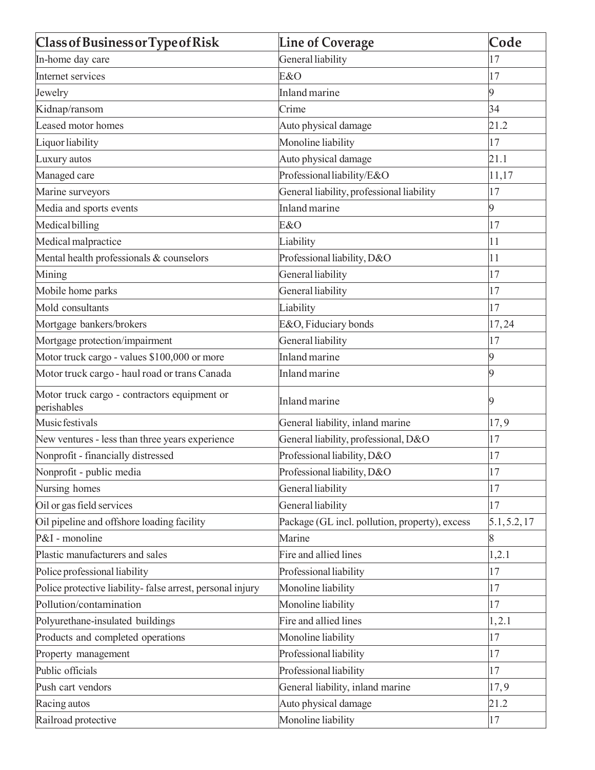| Class of Business or Type of Risk | Line of Coverage | Code |
| --- | --- | --- |
| In-home day care | General liability | 17 |
| Internet services | E&O | 17 |
| Jewelry | Inland marine | 9 |
| Kidnap/ransom | Crime | 34 |
| Leased motor homes | Auto physical damage | 21.2 |
| Liquor liability | Monoline liability | 17 |
| Luxury autos | Auto physical damage | 21.1 |
| Managed care | Professional liability/E&O | 11,17 |
| Marine surveyors | General liability, professional liability | 17 |
| Media and sports events | Inland marine | 9 |
| Medical billing | E&O | 17 |
| Medical malpractice | Liability | 11 |
| Mental health professionals & counselors | Professional liability, D&O | 11 |
| Mining | General liability | 17 |
| Mobile home parks | General liability | 17 |
| Mold consultants | Liability | 17 |
| Mortgage bankers/brokers | E&O, Fiduciary bonds | 17, 24 |
| Mortgage protection/impairment | General liability | 17 |
| Motor truck cargo - values $100,000 or more | Inland marine | 9 |
| Motor truck cargo - haul road or trans Canada | Inland marine | 9 |
| Motor truck cargo - contractors equipment or perishables | Inland marine | 9 |
| Music festivals | General liability, inland marine | 17, 9 |
| New ventures - less than three years experience | General liability, professional, D&O | 17 |
| Nonprofit - financially distressed | Professional liability, D&O | 17 |
| Nonprofit - public media | Professional liability, D&O | 17 |
| Nursing homes | General liability | 17 |
| Oil or gas field services | General liability | 17 |
| Oil pipeline and offshore loading facility | Package (GL incl. pollution, property), excess | 5.1, 5.2, 17 |
| P&I - monoline | Marine | 8 |
| Plastic manufacturers and sales | Fire and allied lines | 1,2.1 |
| Police professional liability | Professional liability | 17 |
| Police protective liability- false arrest, personal injury | Monoline liability | 17 |
| Pollution/contamination | Monoline liability | 17 |
| Polyurethane-insulated buildings | Fire and allied lines | 1, 2.1 |
| Products and completed operations | Monoline liability | 17 |
| Property management | Professional liability | 17 |
| Public officials | Professional liability | 17 |
| Push cart vendors | General liability, inland marine | 17, 9 |
| Racing autos | Auto physical damage | 21.2 |
| Railroad protective | Monoline liability | 17 |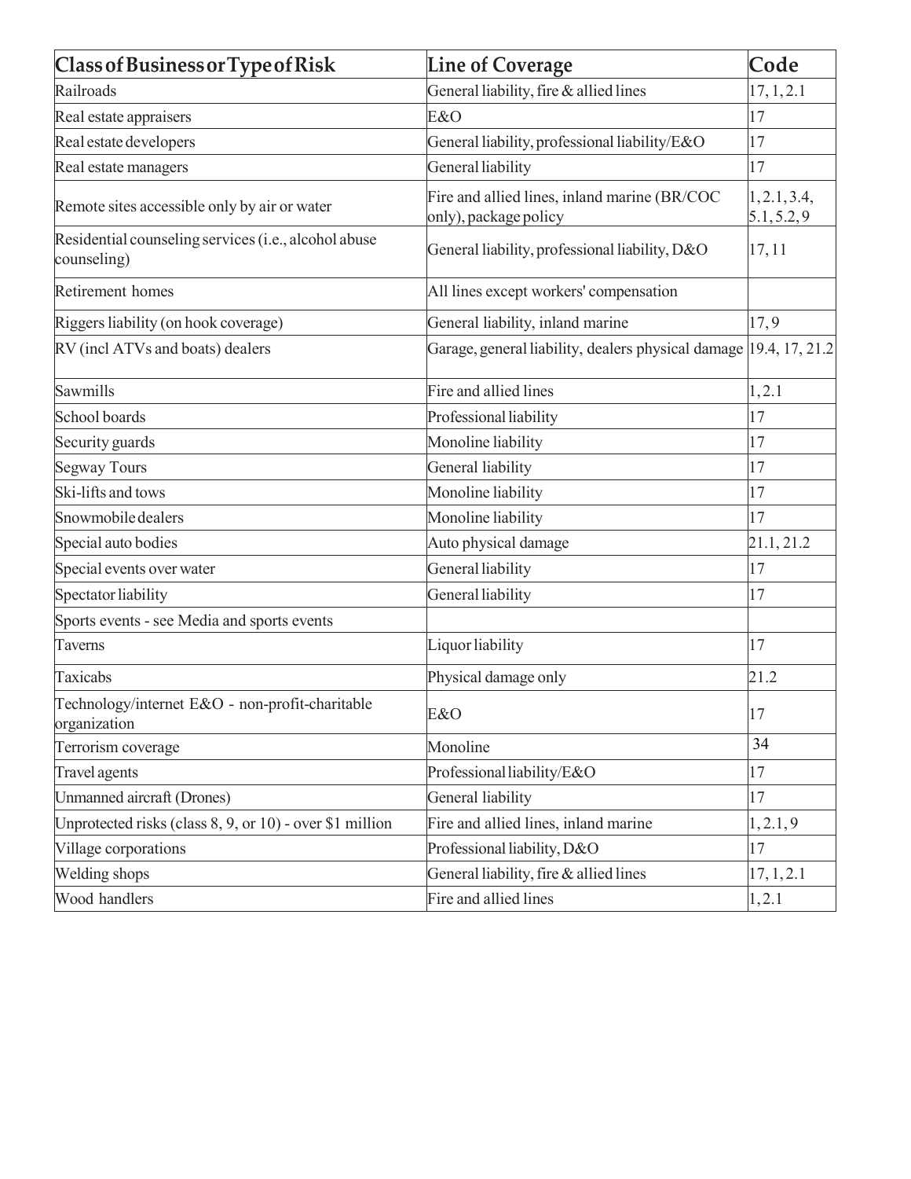| Class of Business or Type of Risk | Line of Coverage | Code |
| --- | --- | --- |
| Railroads | General liability, fire & allied lines | 17, 1, 2.1 |
| Real estate appraisers | E&O | 17 |
| Real estate developers | General liability, professional liability/E&O | 17 |
| Real estate managers | General liability | 17 |
| Remote sites accessible only by air or water | Fire and allied lines, inland marine (BR/COC only), package policy | 1, 2.1, 3.4, 5.1, 5.2, 9 |
| Residential counseling services (i.e., alcohol abuse counseling) | General liability, professional liability, D&O | 17, 11 |
| Retirement homes | All lines except workers' compensation | |
| Riggers liability (on hook coverage) | General liability, inland marine | 17, 9 |
| RV (incl ATVs and boats) dealers | Garage, general liability, dealers physical damage | 19.4, 17, 21.2 |
| Sawmills | Fire and allied lines | 1, 2.1 |
| School boards | Professional liability | 17 |
| Security guards | Monoline liability | 17 |
| Segway Tours | General liability | 17 |
| Ski-lifts and tows | Monoline liability | 17 |
| Snowmobile dealers | Monoline liability | 17 |
| Special auto bodies | Auto physical damage | 21.1, 21.2 |
| Special events over water | General liability | 17 |
| Spectator liability | General liability | 17 |
| Sports events - see Media and sports events | | |
| Taverns | Liquor liability | 17 |
| Taxicabs | Physical damage only | 21.2 |
| Technology/internet E&O - non-profit-charitable organization | E&O | 17 |
| Terrorism coverage | Monoline | 34 |
| Travel agents | Professional liability/E&O | 17 |
| Unmanned aircraft (Drones) | General liability | 17 |
| Unprotected risks (class 8, 9, or 10) - over $1 million | Fire and allied lines, inland marine | 1, 2.1, 9 |
| Village corporations | Professional liability, D&O | 17 |
| Welding shops | General liability, fire & allied lines | 17, 1, 2.1 |
| Wood handlers | Fire and allied lines | 1, 2.1 |